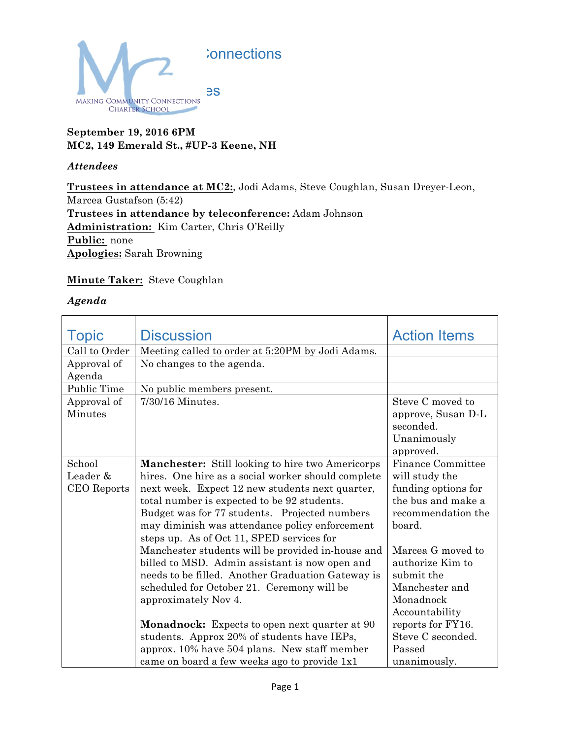Connections

es

MAKING COMMUNITY CONNECTIONS CHARTER SCHOOL

**September 19, 2016 6PM**
**MC2, 149 Emerald St., #UP-3 Keene, NH**

***Attendees***

**Trustees in attendance at MC2:**, Jodi Adams, Steve Coughlan, Susan Dreyer-Leon, Marcea Gustafson (5:42)
**Trustees in attendance by teleconference:** Adam Johnson
**Administration:** Kim Carter, Chris O'Reilly
**Public:** none
**Apologies:** Sarah Browning

**Minute Taker:** Steve Coughlan

***Agenda***

| Topic | Discussion | Action Items |
|---|---|---|
| Call to Order | Meeting called to order at 5:20PM by Jodi Adams. | |
| Approval of Agenda | No changes to the agenda. | |
| Public Time | No public members present. | |
| Approval of Minutes | 7/30/16 Minutes. | Steve C moved to approve, Susan D-L seconded. Unanimously approved. |
| School Leader & CEO Reports | **Manchester:** Still looking to hire two Americorps hires. One hire as a social worker should complete next week. Expect 12 new students next quarter, total number is expected to be 92 students. Budget was for 77 students. Projected numbers may diminish was attendance policy enforcement steps up. As of Oct 11, SPED services for Manchester students will be provided in-house and billed to MSD. Admin assistant is now open and needs to be filled. Another Graduation Gateway is scheduled for October 21. Ceremony will be approximately Nov 4.<br><br>**Monadnock:** Expects to open next quarter at 90 students. Approx 20% of students have IEPs, approx. 10% have 504 plans. New staff member came on board a few weeks ago to provide 1x1 | Finance Committee will study the funding options for the bus and make a recommendation the board.<br><br>Marcea G moved to authorize Kim to submit the Manchester and Monadnock Accountability reports for FY16. Steve C seconded. Passed unanimously. |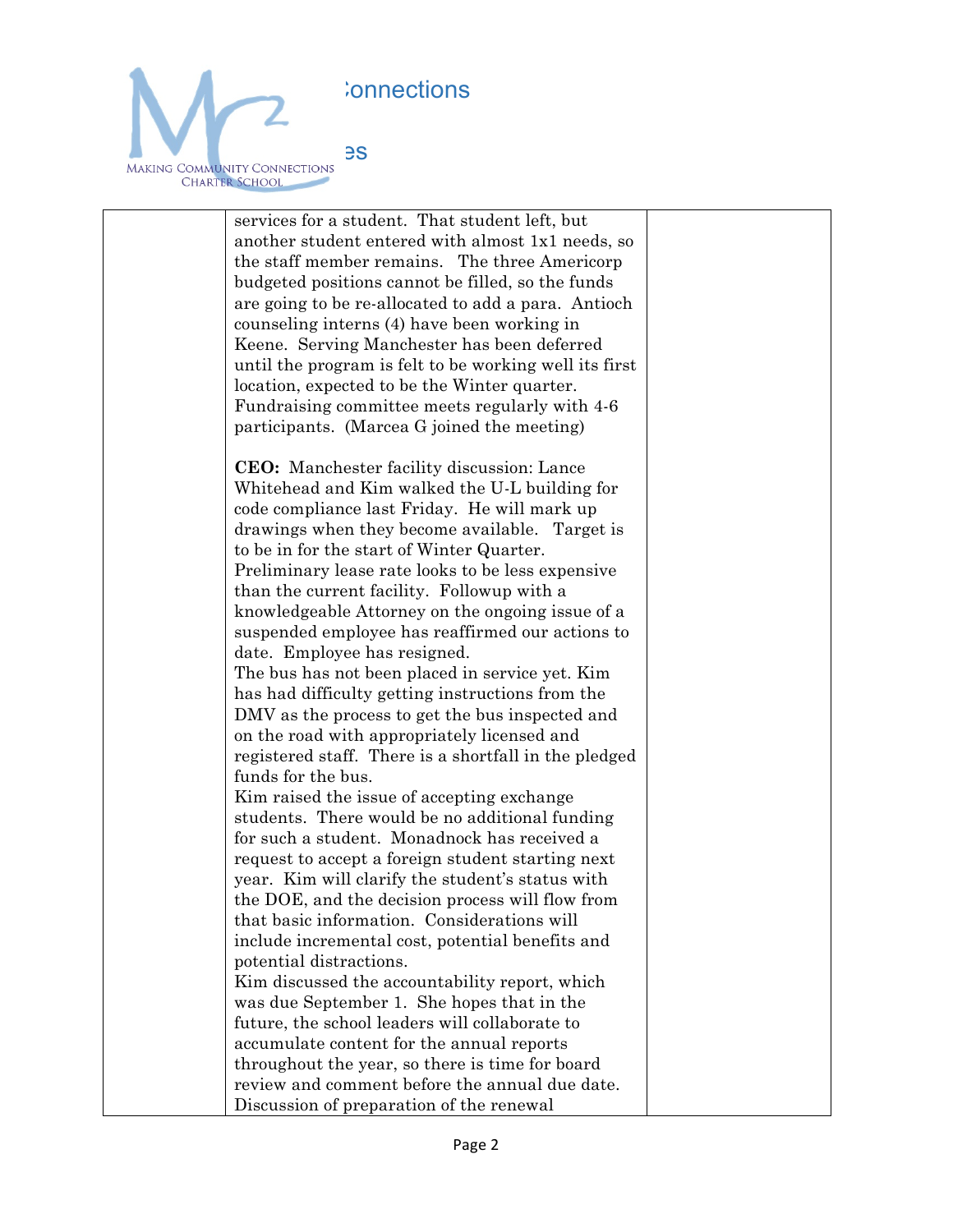| | | |
|---|---|---|
| | services for a student. That student left, but another student entered with almost 1x1 needs, so the staff member remains. The three Americorp budgeted positions cannot be filled, so the funds are going to be re-allocated to add a para. Antioch counseling interns (4) have been working in Keene. Serving Manchester has been deferred until the program is felt to be working well its first location, expected to be the Winter quarter. Fundraising committee meets regularly with 4-6 participants. (Marcea G joined the meeting)<br><br>**CEO:** Manchester facility discussion: Lance Whitehead and Kim walked the U-L building for code compliance last Friday. He will mark up drawings when they become available. Target is to be in for the start of Winter Quarter. Preliminary lease rate looks to be less expensive than the current facility. Followup with a knowledgeable Attorney on the ongoing issue of a suspended employee has reaffirmed our actions to date. Employee has resigned.<br>The bus has not been placed in service yet. Kim has had difficulty getting instructions from the DMV as the process to get the bus inspected and on the road with appropriately licensed and registered staff. There is a shortfall in the pledged funds for the bus.<br>Kim raised the issue of accepting exchange students. There would be no additional funding for such a student. Monadnock has received a request to accept a foreign student starting next year. Kim will clarify the student's status with the DOE, and the decision process will flow from that basic information. Considerations will include incremental cost, potential benefits and potential distractions.<br>Kim discussed the accountability report, which was due September 1. She hopes that in the future, the school leaders will collaborate to accumulate content for the annual reports throughout the year, so there is time for board review and comment before the annual due date.<br>Discussion of preparation of the renewal | |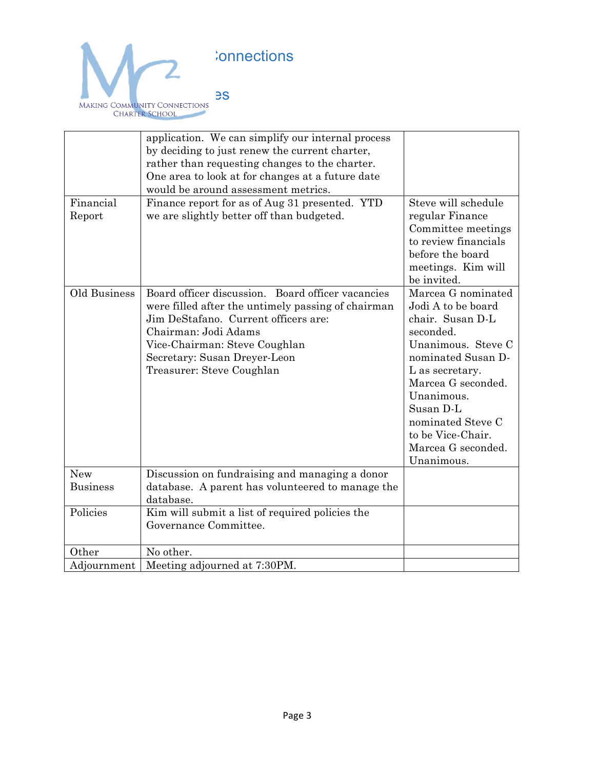| | | |
|---|---|---|
| | application. We can simplify our internal process by deciding to just renew the current charter, rather than requesting changes to the charter. One area to look at for changes at a future date would be around assessment metrics. | |
| Financial Report | Finance report for as of Aug 31 presented. YTD we are slightly better off than budgeted. | Steve will schedule regular Finance Committee meetings to review financials before the board meetings. Kim will be invited. |
| Old Business | Board officer discussion. Board officer vacancies were filled after the untimely passing of chairman Jim DeStafano. Current officers are:<br>Chairman: Jodi Adams<br>Vice-Chairman: Steve Coughlan<br>Secretary: Susan Dreyer-Leon<br>Treasurer: Steve Coughlan | Marcea G nominated Jodi A to be board chair. Susan D-L seconded. Unanimous. Steve C nominated Susan D-L as secretary. Marcea G seconded. Unanimous. Susan D-L nominated Steve C to be Vice-Chair. Marcea G seconded. Unanimous. |
| New Business | Discussion on fundraising and managing a donor database. A parent has volunteered to manage the database. | |
| Policies | Kim will submit a list of required policies the Governance Committee. | |
| Other | No other. | |
| Adjournment | Meeting adjourned at 7:30PM. | |